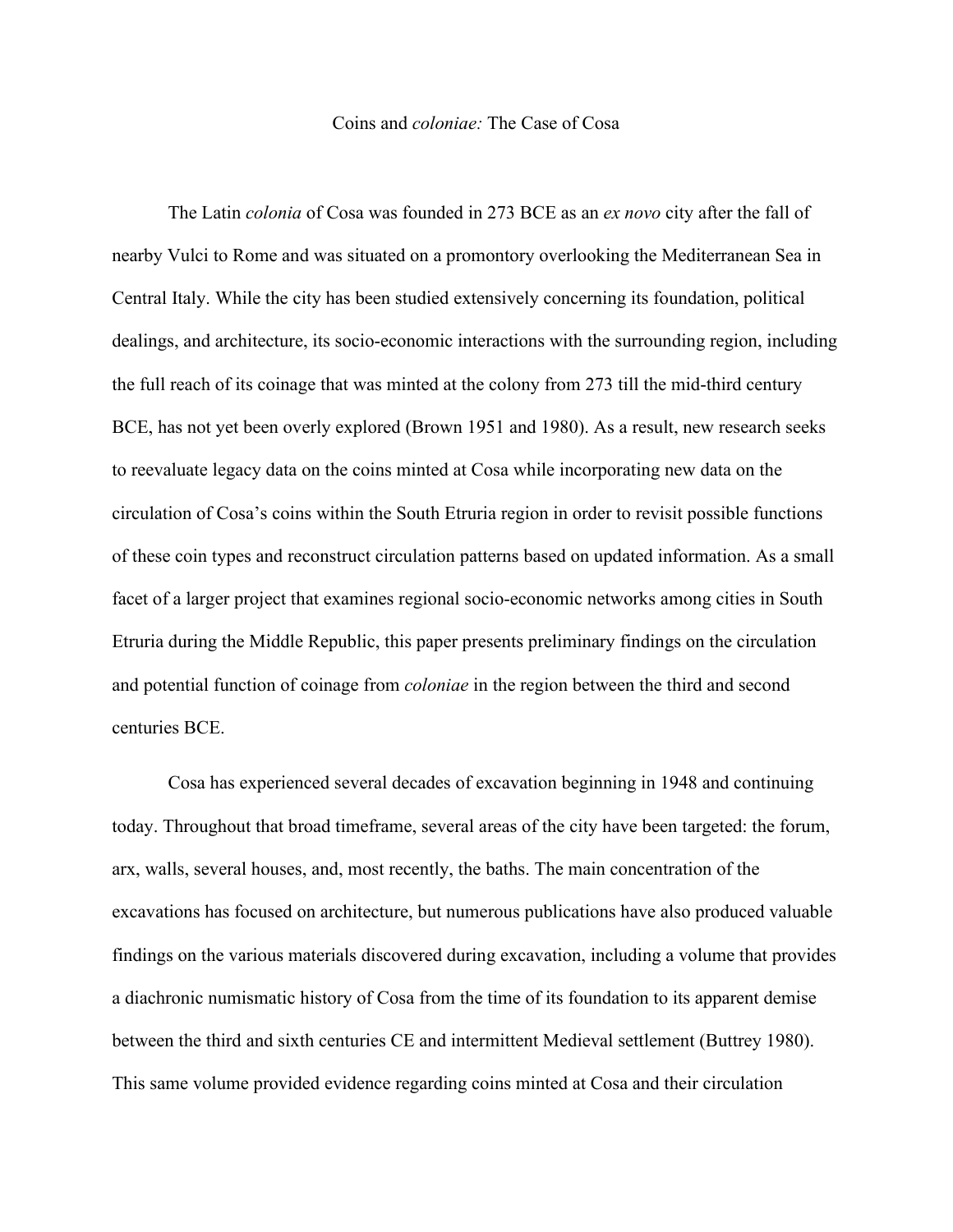# Coins and *coloniae:* The Case of Cosa

The Latin *colonia* of Cosa was founded in 273 BCE as an *ex novo* city after the fall of nearby Vulci to Rome and was situated on a promontory overlooking the Mediterranean Sea in Central Italy. While the city has been studied extensively concerning its foundation, political dealings, and architecture, its socio-economic interactions with the surrounding region, including the full reach of its coinage that was minted at the colony from 273 till the mid-third century BCE, has not yet been overly explored (Brown 1951 and 1980). As a result, new research seeks to reevaluate legacy data on the coins minted at Cosa while incorporating new data on the circulation of Cosa's coins within the South Etruria region in order to revisit possible functions of these coin types and reconstruct circulation patterns based on updated information. As a small facet of a larger project that examines regional socio-economic networks among cities in South Etruria during the Middle Republic, this paper presents preliminary findings on the circulation and potential function of coinage from *coloniae* in the region between the third and second centuries BCE.

Cosa has experienced several decades of excavation beginning in 1948 and continuing today. Throughout that broad timeframe, several areas of the city have been targeted: the forum, arx, walls, several houses, and, most recently, the baths. The main concentration of the excavations has focused on architecture, but numerous publications have also produced valuable findings on the various materials discovered during excavation, including a volume that provides a diachronic numismatic history of Cosa from the time of its foundation to its apparent demise between the third and sixth centuries CE and intermittent Medieval settlement (Buttrey 1980). This same volume provided evidence regarding coins minted at Cosa and their circulation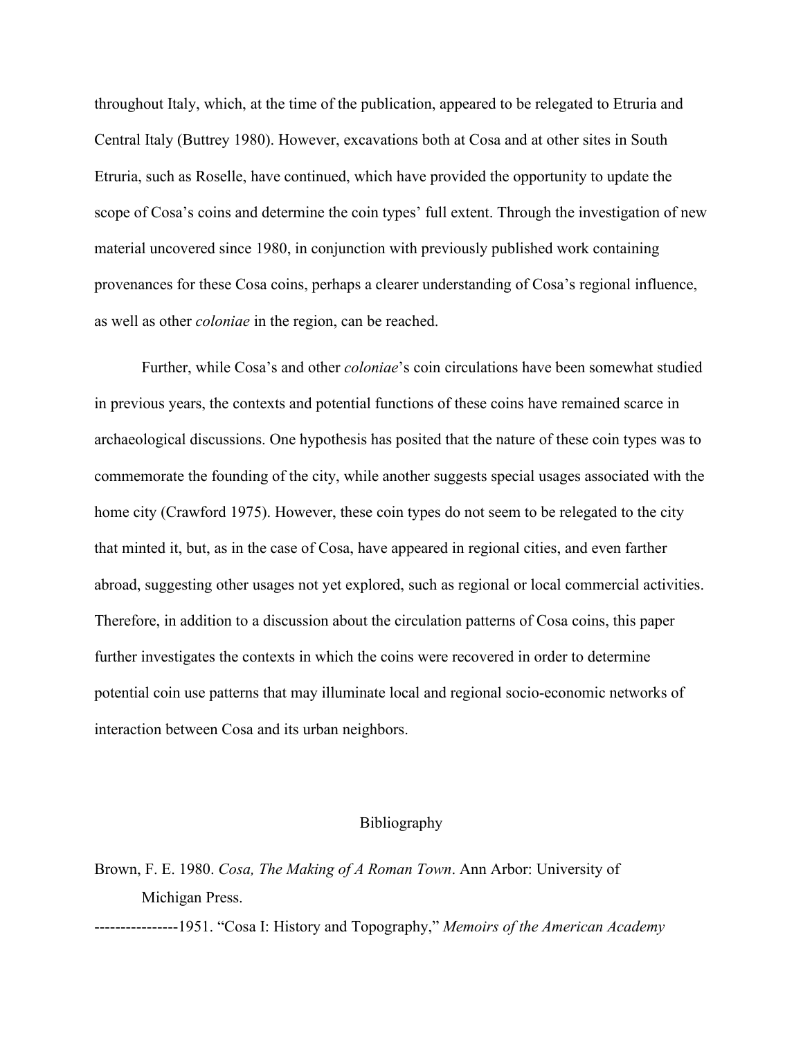throughout Italy, which, at the time of the publication, appeared to be relegated to Etruria and Central Italy (Buttrey 1980). However, excavations both at Cosa and at other sites in South Etruria, such as Roselle, have continued, which have provided the opportunity to update the scope of Cosa's coins and determine the coin types' full extent. Through the investigation of new material uncovered since 1980, in conjunction with previously published work containing provenances for these Cosa coins, perhaps a clearer understanding of Cosa's regional influence, as well as other *coloniae* in the region, can be reached.

Further, while Cosa's and other *coloniae*'s coin circulations have been somewhat studied in previous years, the contexts and potential functions of these coins have remained scarce in archaeological discussions. One hypothesis has posited that the nature of these coin types was to commemorate the founding of the city, while another suggests special usages associated with the home city (Crawford 1975). However, these coin types do not seem to be relegated to the city that minted it, but, as in the case of Cosa, have appeared in regional cities, and even farther abroad, suggesting other usages not yet explored, such as regional or local commercial activities. Therefore, in addition to a discussion about the circulation patterns of Cosa coins, this paper further investigates the contexts in which the coins were recovered in order to determine potential coin use patterns that may illuminate local and regional socio-economic networks of interaction between Cosa and its urban neighbors.

## Bibliography

Brown, F. E. 1980. *Cosa, The Making of A Roman Town*. Ann Arbor: University of Michigan Press.

----------------1951. "Cosa I: History and Topography," *Memoirs of the American Academy*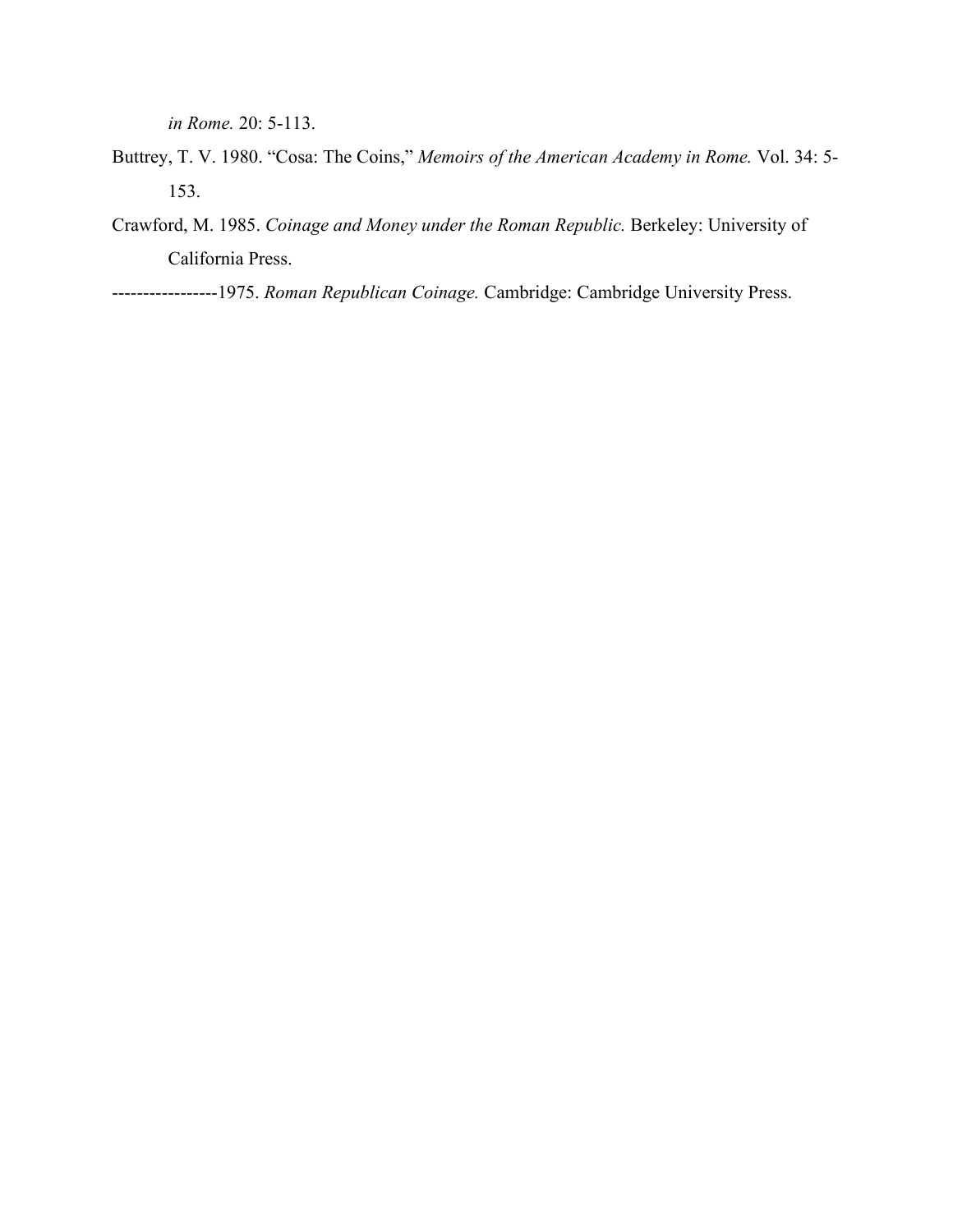*in Rome.* 20: 5-113.

Buttrey, T. V. 1980. “Cosa: The Coins,” *Memoirs of the American Academy in Rome.* Vol. 34: 5-153.

Crawford, M. 1985. *Coinage and Money under the Roman Republic.* Berkeley: University of California Press.

-----------------1975. *Roman Republican Coinage.* Cambridge: Cambridge University Press.